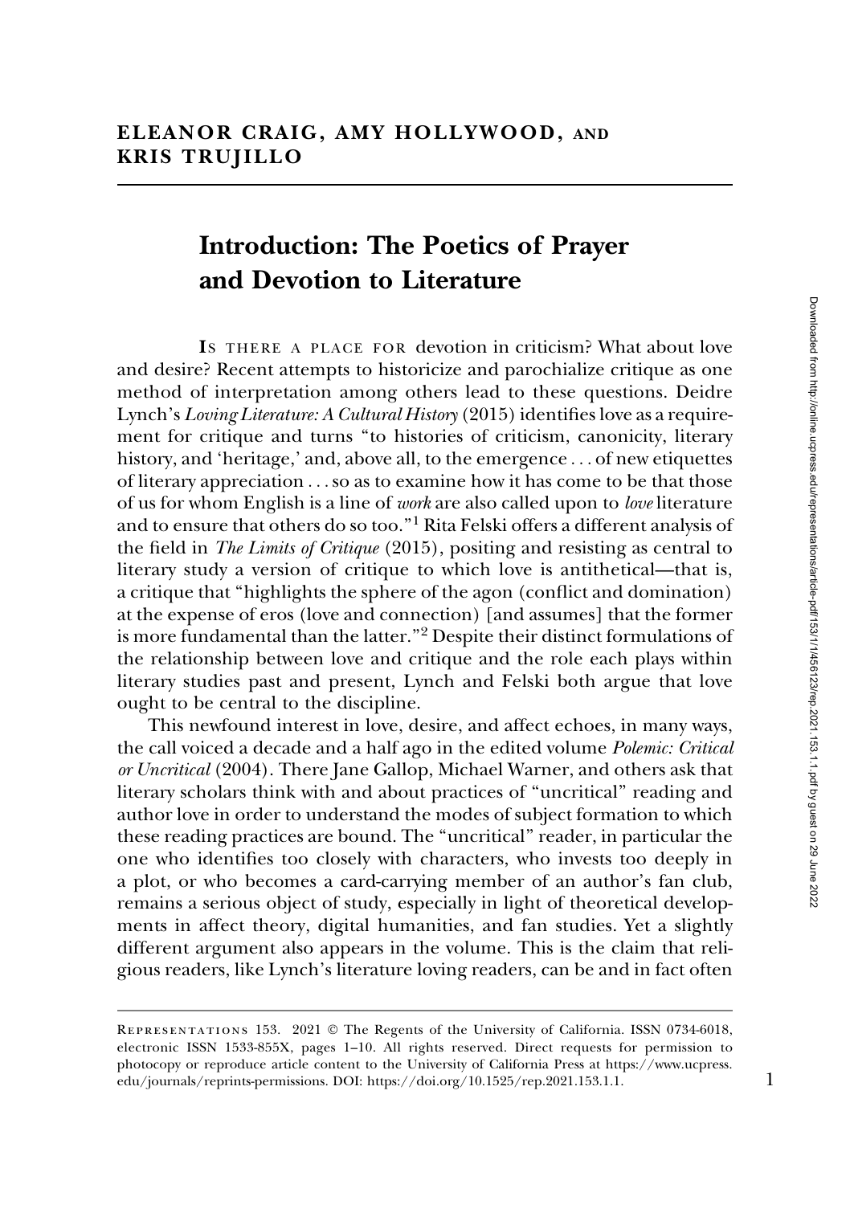**ELEANOR CRAIG, AMY HOLLYWOOD, AND KRIS TRUJILLO**

# Introduction: The Poetics of Prayer and Devotion to Literature

IS THERE A PLACE FOR devotion in criticism? What about love and desire? Recent attempts to historicize and parochialize critique as one method of interpretation among others lead to these questions. Deidre Lynch's *Loving Literature: A Cultural History* (2015) identifies love as a requirement for critique and turns "to histories of criticism, canonicity, literary history, and 'heritage,' and, above all, to the emergence . . . of new etiquettes of literary appreciation . . . so as to examine how it has come to be that those of us for whom English is a line of *work* are also called upon to *love* literature and to ensure that others do so too."[1] Rita Felski offers a different analysis of the field in *The Limits of Critique* (2015), positing and resisting as central to literary study a version of critique to which love is antithetical—that is, a critique that "highlights the sphere of the agon (conflict and domination) at the expense of eros (love and connection) [and assumes] that the former is more fundamental than the latter."[2] Despite their distinct formulations of the relationship between love and critique and the role each plays within literary studies past and present, Lynch and Felski both argue that love ought to be central to the discipline.

This newfound interest in love, desire, and affect echoes, in many ways, the call voiced a decade and a half ago in the edited volume *Polemic: Critical or Uncritical* (2004). There Jane Gallop, Michael Warner, and others ask that literary scholars think with and about practices of "uncritical" reading and author love in order to understand the modes of subject formation to which these reading practices are bound. The "uncritical" reader, in particular the one who identifies too closely with characters, who invests too deeply in a plot, or who becomes a card-carrying member of an author's fan club, remains a serious object of study, especially in light of theoretical developments in affect theory, digital humanities, and fan studies. Yet a slightly different argument also appears in the volume. This is the claim that religious readers, like Lynch's literature loving readers, can be and in fact often

REPRESENTATIONS 153. 2021 © The Regents of the University of California. ISSN 0734-6018, electronic ISSN 1533-855X, pages 1–10. All rights reserved. Direct requests for permission to photocopy or reproduce article content to the University of California Press at https://www.ucpress.edu/journals/reprints-permissions. DOI: https://doi.org/10.1525/rep.2021.153.1.1.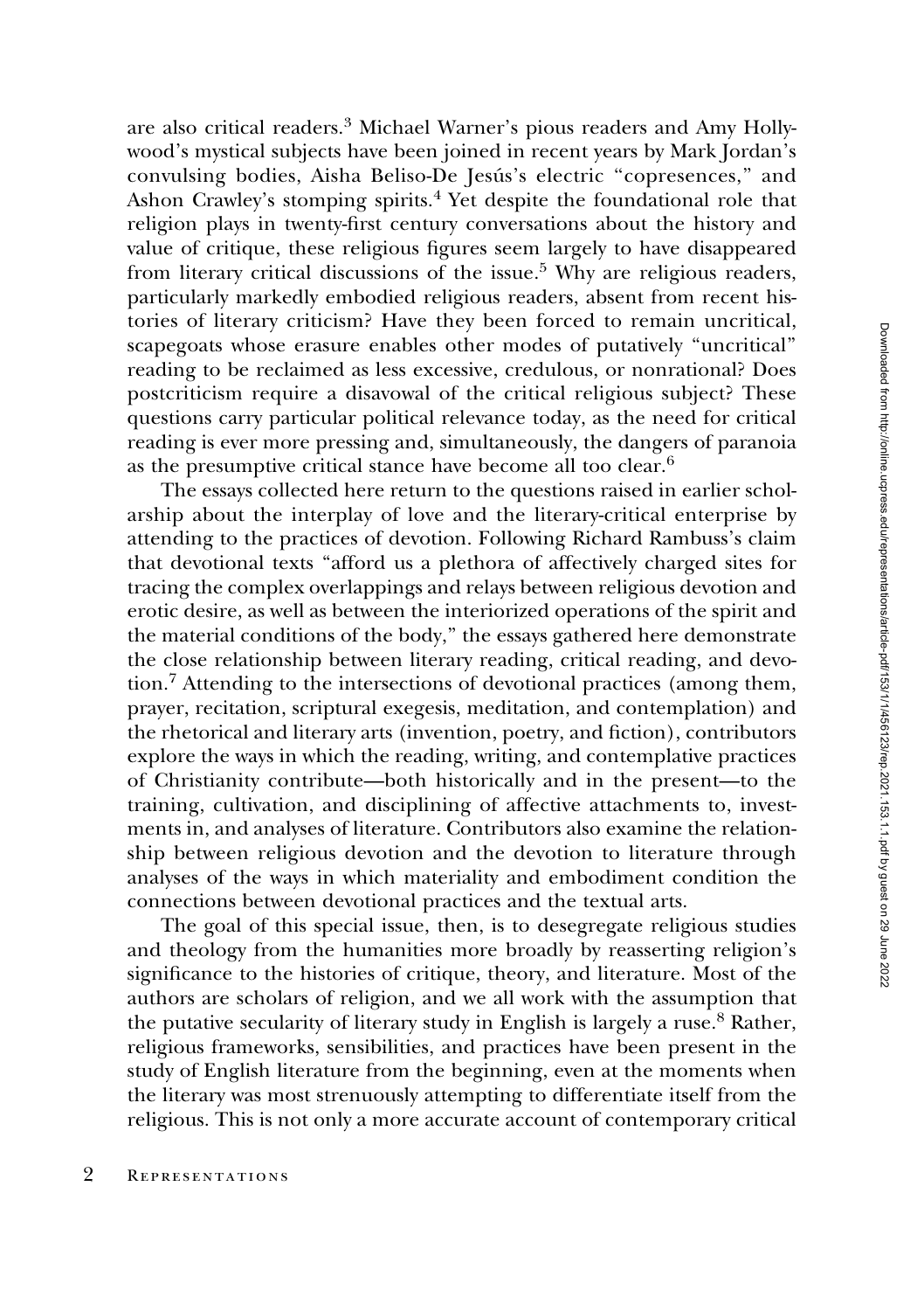are also critical readers.[3] Michael Warner's pious readers and Amy Hollywood's mystical subjects have been joined in recent years by Mark Jordan's convulsing bodies, Aisha Beliso-De Jesús's electric "copresences," and Ashon Crawley's stomping spirits.[4] Yet despite the foundational role that religion plays in twenty-first century conversations about the history and value of critique, these religious figures seem largely to have disappeared from literary critical discussions of the issue.[5] Why are religious readers, particularly markedly embodied religious readers, absent from recent histories of literary criticism? Have they been forced to remain uncritical, scapegoats whose erasure enables other modes of putatively "uncritical" reading to be reclaimed as less excessive, credulous, or nonrational? Does postcriticism require a disavowal of the critical religious subject? These questions carry particular political relevance today, as the need for critical reading is ever more pressing and, simultaneously, the dangers of paranoia as the presumptive critical stance have become all too clear.[6]

The essays collected here return to the questions raised in earlier scholarship about the interplay of love and the literary-critical enterprise by attending to the practices of devotion. Following Richard Rambuss's claim that devotional texts "afford us a plethora of affectively charged sites for tracing the complex overlappings and relays between religious devotion and erotic desire, as well as between the interiorized operations of the spirit and the material conditions of the body," the essays gathered here demonstrate the close relationship between literary reading, critical reading, and devotion.[7] Attending to the intersections of devotional practices (among them, prayer, recitation, scriptural exegesis, meditation, and contemplation) and the rhetorical and literary arts (invention, poetry, and fiction), contributors explore the ways in which the reading, writing, and contemplative practices of Christianity contribute—both historically and in the present—to the training, cultivation, and disciplining of affective attachments to, investments in, and analyses of literature. Contributors also examine the relationship between religious devotion and the devotion to literature through analyses of the ways in which materiality and embodiment condition the connections between devotional practices and the textual arts.

The goal of this special issue, then, is to desegregate religious studies and theology from the humanities more broadly by reasserting religion's significance to the histories of critique, theory, and literature. Most of the authors are scholars of religion, and we all work with the assumption that the putative secularity of literary study in English is largely a ruse.[8] Rather, religious frameworks, sensibilities, and practices have been present in the study of English literature from the beginning, even at the moments when the literary was most strenuously attempting to differentiate itself from the religious. This is not only a more accurate account of contemporary critical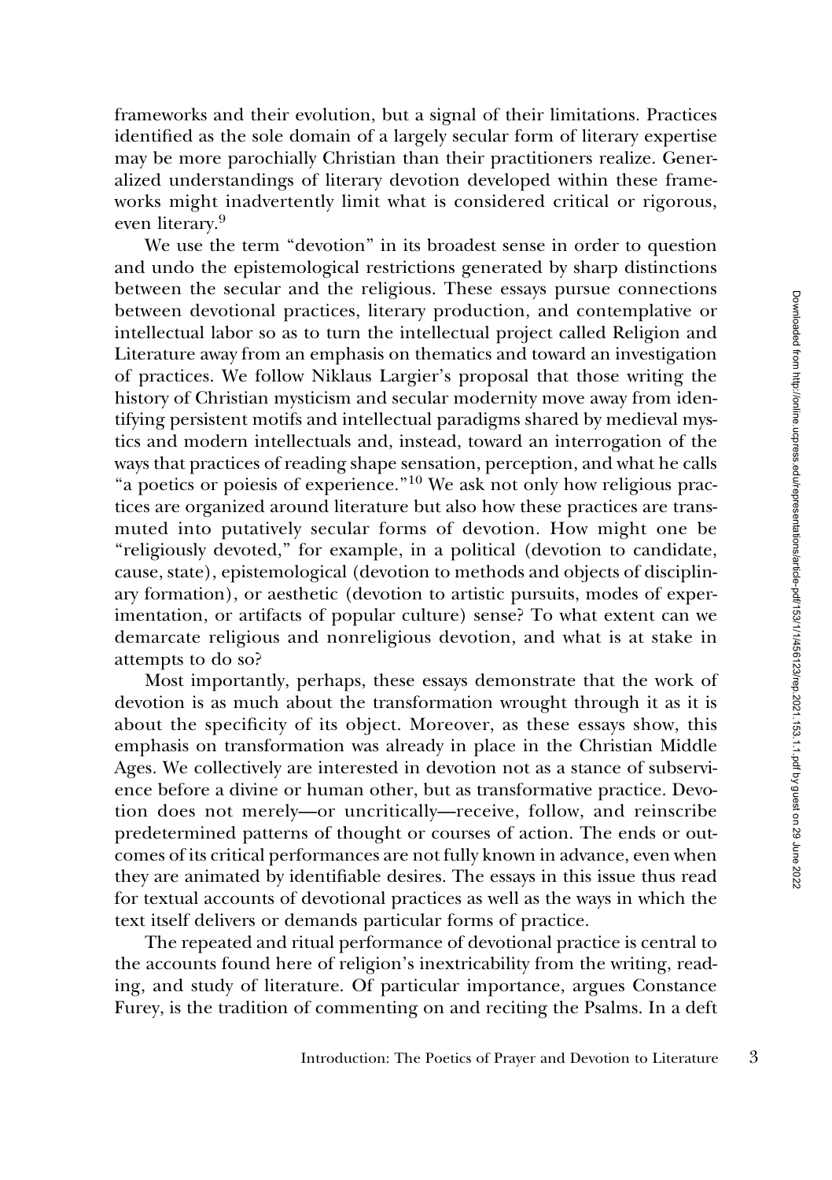frameworks and their evolution, but a signal of their limitations. Practices identified as the sole domain of a largely secular form of literary expertise may be more parochially Christian than their practitioners realize. Generalized understandings of literary devotion developed within these frameworks might inadvertently limit what is considered critical or rigorous, even literary.[9]

We use the term "devotion" in its broadest sense in order to question and undo the epistemological restrictions generated by sharp distinctions between the secular and the religious. These essays pursue connections between devotional practices, literary production, and contemplative or intellectual labor so as to turn the intellectual project called Religion and Literature away from an emphasis on thematics and toward an investigation of practices. We follow Niklaus Largier's proposal that those writing the history of Christian mysticism and secular modernity move away from identifying persistent motifs and intellectual paradigms shared by medieval mystics and modern intellectuals and, instead, toward an interrogation of the ways that practices of reading shape sensation, perception, and what he calls "a poetics or poiesis of experience."[10] We ask not only how religious practices are organized around literature but also how these practices are transmuted into putatively secular forms of devotion. How might one be "religiously devoted," for example, in a political (devotion to candidate, cause, state), epistemological (devotion to methods and objects of disciplinary formation), or aesthetic (devotion to artistic pursuits, modes of experimentation, or artifacts of popular culture) sense? To what extent can we demarcate religious and nonreligious devotion, and what is at stake in attempts to do so?

Most importantly, perhaps, these essays demonstrate that the work of devotion is as much about the transformation wrought through it as it is about the specificity of its object. Moreover, as these essays show, this emphasis on transformation was already in place in the Christian Middle Ages. We collectively are interested in devotion not as a stance of subservience before a divine or human other, but as transformative practice. Devotion does not merely—or uncritically—receive, follow, and reinscribe predetermined patterns of thought or courses of action. The ends or outcomes of its critical performances are not fully known in advance, even when they are animated by identifiable desires. The essays in this issue thus read for textual accounts of devotional practices as well as the ways in which the text itself delivers or demands particular forms of practice.

The repeated and ritual performance of devotional practice is central to the accounts found here of religion's inextricability from the writing, reading, and study of literature. Of particular importance, argues Constance Furey, is the tradition of commenting on and reciting the Psalms. In a deft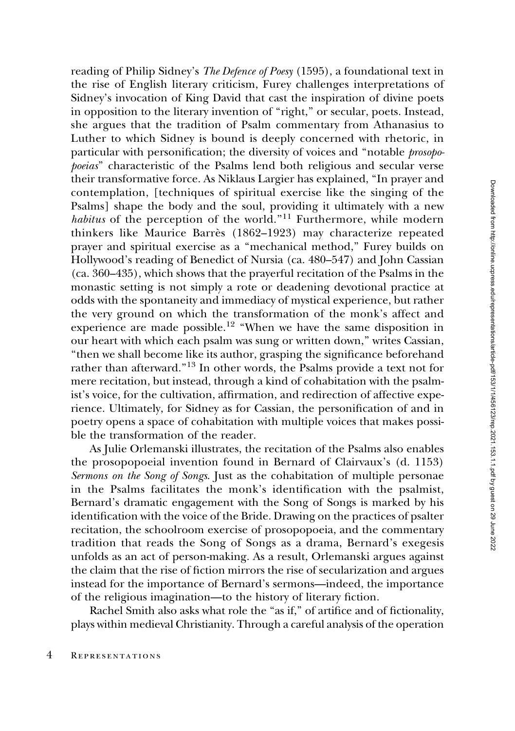reading of Philip Sidney's *The Defence of Poesy* (1595), a foundational text in the rise of English literary criticism, Furey challenges interpretations of Sidney's invocation of King David that cast the inspiration of divine poets in opposition to the literary invention of "right," or secular, poets. Instead, she argues that the tradition of Psalm commentary from Athanasius to Luther to which Sidney is bound is deeply concerned with rhetoric, in particular with personification; the diversity of voices and "notable *prosopopoeias*" characteristic of the Psalms lend both religious and secular verse their transformative force. As Niklaus Largier has explained, "In prayer and contemplation, [techniques of spiritual exercise like the singing of the Psalms] shape the body and the soul, providing it ultimately with a new *habitus* of the perception of the world."[11] Furthermore, while modern thinkers like Maurice Barrès (1862–1923) may characterize repeated prayer and spiritual exercise as a "mechanical method," Furey builds on Hollywood's reading of Benedict of Nursia (ca. 480–547) and John Cassian (ca. 360–435), which shows that the prayerful recitation of the Psalms in the monastic setting is not simply a rote or deadening devotional practice at odds with the spontaneity and immediacy of mystical experience, but rather the very ground on which the transformation of the monk's affect and experience are made possible.[12] "When we have the same disposition in our heart with which each psalm was sung or written down," writes Cassian, "then we shall become like its author, grasping the significance beforehand rather than afterward."[13] In other words, the Psalms provide a text not for mere recitation, but instead, through a kind of cohabitation with the psalmist's voice, for the cultivation, affirmation, and redirection of affective experience. Ultimately, for Sidney as for Cassian, the personification of and in poetry opens a space of cohabitation with multiple voices that makes possible the transformation of the reader.

As Julie Orlemanski illustrates, the recitation of the Psalms also enables the prosopopoeial invention found in Bernard of Clairvaux's (d. 1153) *Sermons on the Song of Songs*. Just as the cohabitation of multiple personae in the Psalms facilitates the monk's identification with the psalmist, Bernard's dramatic engagement with the Song of Songs is marked by his identification with the voice of the Bride. Drawing on the practices of psalter recitation, the schoolroom exercise of prosopopoeia, and the commentary tradition that reads the Song of Songs as a drama, Bernard's exegesis unfolds as an act of person-making. As a result, Orlemanski argues against the claim that the rise of fiction mirrors the rise of secularization and argues instead for the importance of Bernard's sermons—indeed, the importance of the religious imagination—to the history of literary fiction.

Rachel Smith also asks what role the "as if," of artifice and of fictionality, plays within medieval Christianity. Through a careful analysis of the operation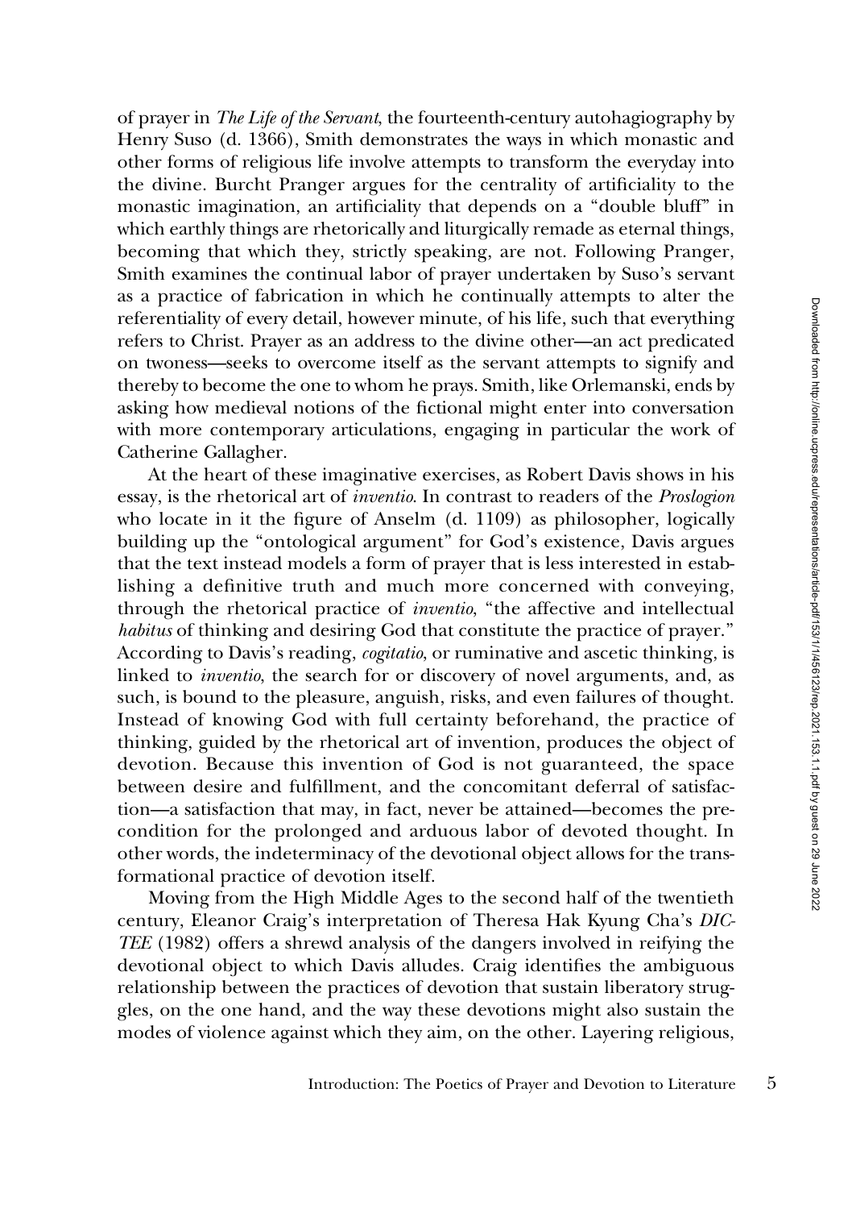of prayer in *The Life of the Servant*, the fourteenth-century autohagiography by Henry Suso (d. 1366), Smith demonstrates the ways in which monastic and other forms of religious life involve attempts to transform the everyday into the divine. Burcht Pranger argues for the centrality of artificiality to the monastic imagination, an artificiality that depends on a "double bluff" in which earthly things are rhetorically and liturgically remade as eternal things, becoming that which they, strictly speaking, are not. Following Pranger, Smith examines the continual labor of prayer undertaken by Suso's servant as a practice of fabrication in which he continually attempts to alter the referentiality of every detail, however minute, of his life, such that everything refers to Christ. Prayer as an address to the divine other—an act predicated on twoness—seeks to overcome itself as the servant attempts to signify and thereby to become the one to whom he prays. Smith, like Orlemanski, ends by asking how medieval notions of the fictional might enter into conversation with more contemporary articulations, engaging in particular the work of Catherine Gallagher.

At the heart of these imaginative exercises, as Robert Davis shows in his essay, is the rhetorical art of *inventio*. In contrast to readers of the *Proslogion* who locate in it the figure of Anselm (d. 1109) as philosopher, logically building up the "ontological argument" for God's existence, Davis argues that the text instead models a form of prayer that is less interested in establishing a definitive truth and much more concerned with conveying, through the rhetorical practice of *inventio*, "the affective and intellectual *habitus* of thinking and desiring God that constitute the practice of prayer." According to Davis's reading, *cogitatio*, or ruminative and ascetic thinking, is linked to *inventio*, the search for or discovery of novel arguments, and, as such, is bound to the pleasure, anguish, risks, and even failures of thought. Instead of knowing God with full certainty beforehand, the practice of thinking, guided by the rhetorical art of invention, produces the object of devotion. Because this invention of God is not guaranteed, the space between desire and fulfillment, and the concomitant deferral of satisfaction—a satisfaction that may, in fact, never be attained—becomes the precondition for the prolonged and arduous labor of devoted thought. In other words, the indeterminacy of the devotional object allows for the transformational practice of devotion itself.

Moving from the High Middle Ages to the second half of the twentieth century, Eleanor Craig's interpretation of Theresa Hak Kyung Cha's *DICTEE* (1982) offers a shrewd analysis of the dangers involved in reifying the devotional object to which Davis alludes. Craig identifies the ambiguous relationship between the practices of devotion that sustain liberatory struggles, on the one hand, and the way these devotions might also sustain the modes of violence against which they aim, on the other. Layering religious,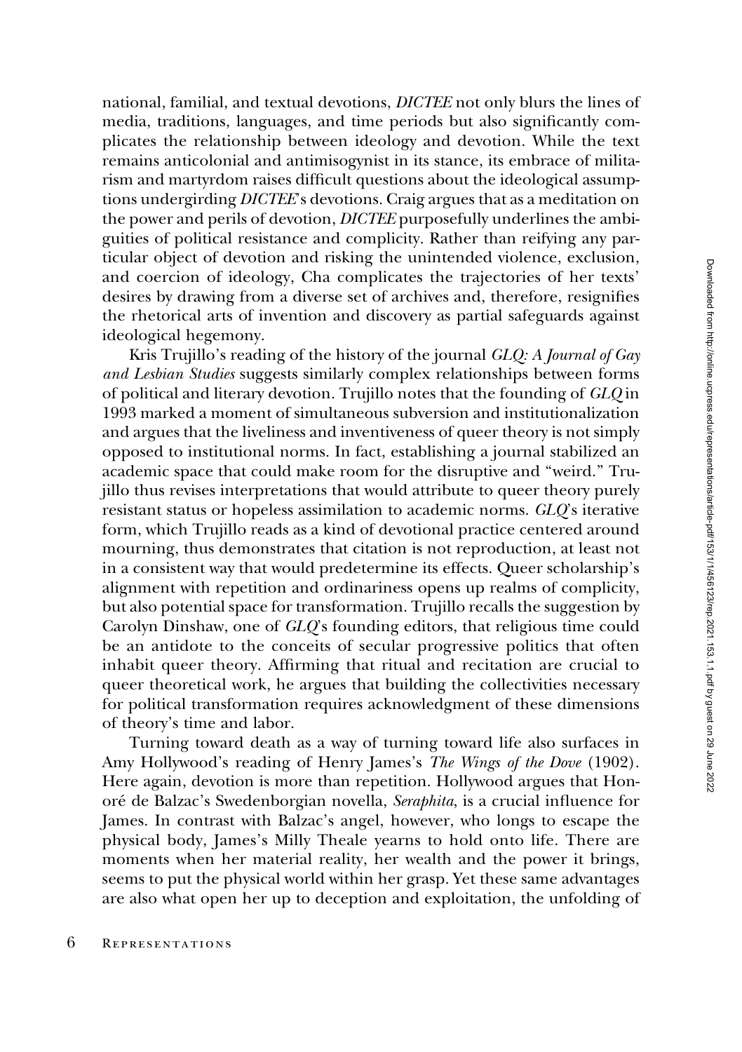national, familial, and textual devotions, *DICTEE* not only blurs the lines of media, traditions, languages, and time periods but also significantly complicates the relationship between ideology and devotion. While the text remains anticolonial and antimisogynist in its stance, its embrace of militarism and martyrdom raises difficult questions about the ideological assumptions undergirding *DICTEE*'s devotions. Craig argues that as a meditation on the power and perils of devotion, *DICTEE* purposefully underlines the ambiguities of political resistance and complicity. Rather than reifying any particular object of devotion and risking the unintended violence, exclusion, and coercion of ideology, Cha complicates the trajectories of her texts' desires by drawing from a diverse set of archives and, therefore, resignifies the rhetorical arts of invention and discovery as partial safeguards against ideological hegemony.

Kris Trujillo's reading of the history of the journal *GLQ: A Journal of Gay and Lesbian Studies* suggests similarly complex relationships between forms of political and literary devotion. Trujillo notes that the founding of *GLQ* in 1993 marked a moment of simultaneous subversion and institutionalization and argues that the liveliness and inventiveness of queer theory is not simply opposed to institutional norms. In fact, establishing a journal stabilized an academic space that could make room for the disruptive and "weird." Trujillo thus revises interpretations that would attribute to queer theory purely resistant status or hopeless assimilation to academic norms. *GLQ*'s iterative form, which Trujillo reads as a kind of devotional practice centered around mourning, thus demonstrates that citation is not reproduction, at least not in a consistent way that would predetermine its effects. Queer scholarship's alignment with repetition and ordinariness opens up realms of complicity, but also potential space for transformation. Trujillo recalls the suggestion by Carolyn Dinshaw, one of *GLQ*'s founding editors, that religious time could be an antidote to the conceits of secular progressive politics that often inhabit queer theory. Affirming that ritual and recitation are crucial to queer theoretical work, he argues that building the collectivities necessary for political transformation requires acknowledgment of these dimensions of theory's time and labor.

Turning toward death as a way of turning toward life also surfaces in Amy Hollywood's reading of Henry James's *The Wings of the Dove* (1902). Here again, devotion is more than repetition. Hollywood argues that Honoré de Balzac's Swedenborgian novella, *Seraphita*, is a crucial influence for James. In contrast with Balzac's angel, however, who longs to escape the physical body, James's Milly Theale yearns to hold onto life. There are moments when her material reality, her wealth and the power it brings, seems to put the physical world within her grasp. Yet these same advantages are also what open her up to deception and exploitation, the unfolding of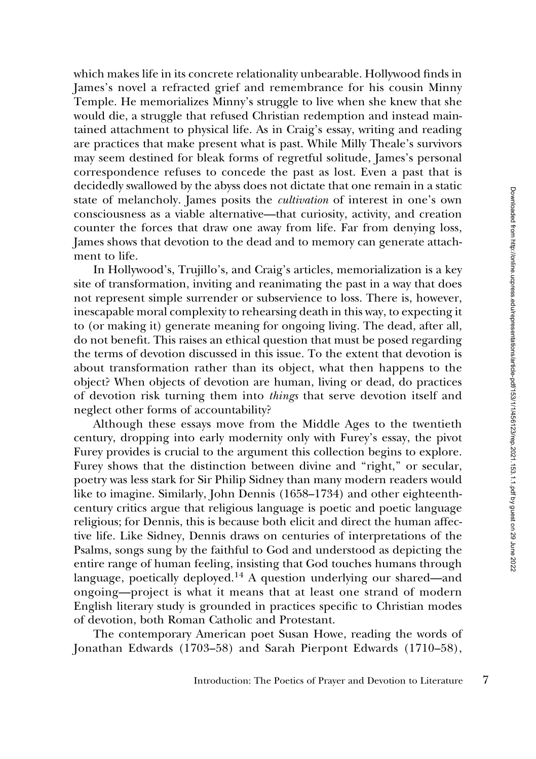which makes life in its concrete relationality unbearable. Hollywood finds in James's novel a refracted grief and remembrance for his cousin Minny Temple. He memorializes Minny's struggle to live when she knew that she would die, a struggle that refused Christian redemption and instead maintained attachment to physical life. As in Craig's essay, writing and reading are practices that make present what is past. While Milly Theale's survivors may seem destined for bleak forms of regretful solitude, James's personal correspondence refuses to concede the past as lost. Even a past that is decidedly swallowed by the abyss does not dictate that one remain in a static state of melancholy. James posits the *cultivation* of interest in one's own consciousness as a viable alternative—that curiosity, activity, and creation counter the forces that draw one away from life. Far from denying loss, James shows that devotion to the dead and to memory can generate attachment to life.

In Hollywood's, Trujillo's, and Craig's articles, memorialization is a key site of transformation, inviting and reanimating the past in a way that does not represent simple surrender or subservience to loss. There is, however, inescapable moral complexity to rehearsing death in this way, to expecting it to (or making it) generate meaning for ongoing living. The dead, after all, do not benefit. This raises an ethical question that must be posed regarding the terms of devotion discussed in this issue. To the extent that devotion is about transformation rather than its object, what then happens to the object? When objects of devotion are human, living or dead, do practices of devotion risk turning them into *things* that serve devotion itself and neglect other forms of accountability?

Although these essays move from the Middle Ages to the twentieth century, dropping into early modernity only with Furey's essay, the pivot Furey provides is crucial to the argument this collection begins to explore. Furey shows that the distinction between divine and "right," or secular, poetry was less stark for Sir Philip Sidney than many modern readers would like to imagine. Similarly, John Dennis (1658–1734) and other eighteenth-century critics argue that religious language is poetic and poetic language religious; for Dennis, this is because both elicit and direct the human affective life. Like Sidney, Dennis draws on centuries of interpretations of the Psalms, songs sung by the faithful to God and understood as depicting the entire range of human feeling, insisting that God touches humans through language, poetically deployed.[14] A question underlying our shared—and ongoing—project is what it means that at least one strand of modern English literary study is grounded in practices specific to Christian modes of devotion, both Roman Catholic and Protestant.

The contemporary American poet Susan Howe, reading the words of Jonathan Edwards (1703–58) and Sarah Pierpont Edwards (1710–58),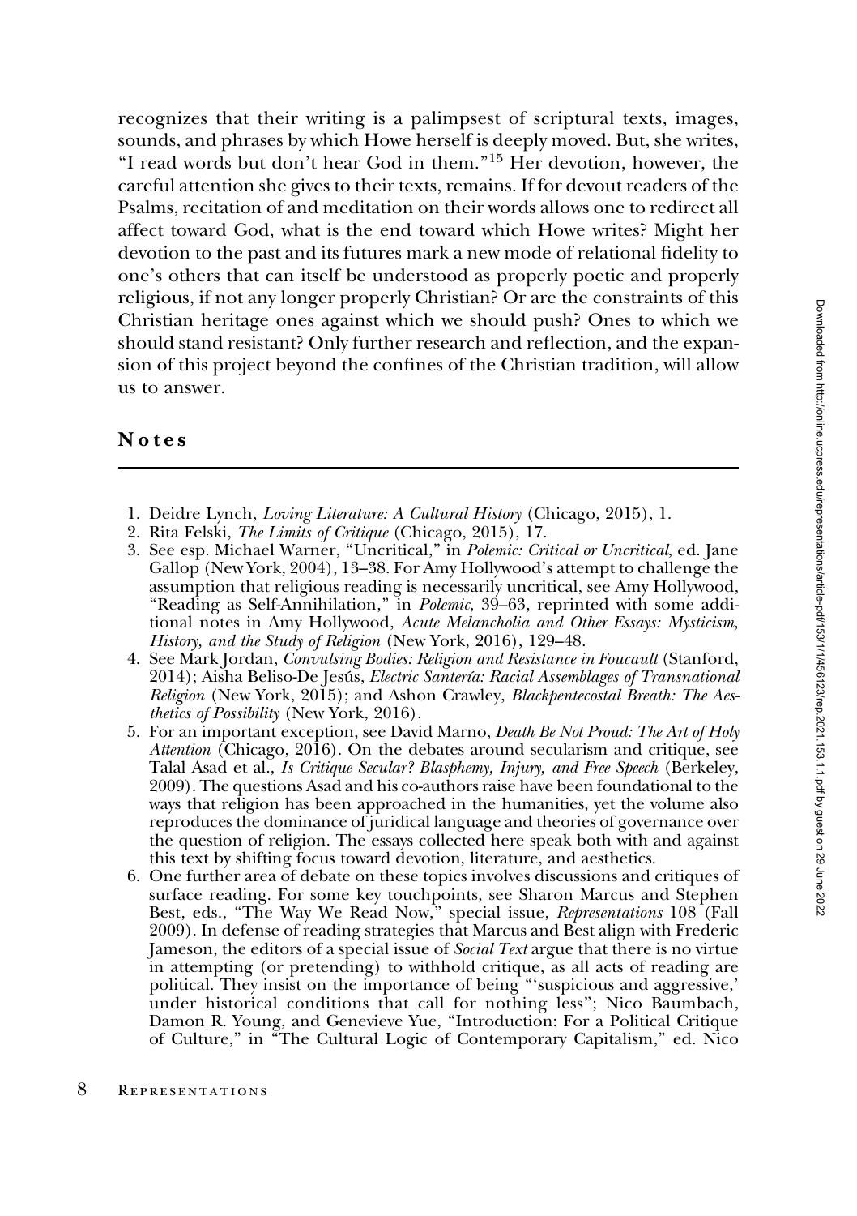recognizes that their writing is a palimpsest of scriptural texts, images, sounds, and phrases by which Howe herself is deeply moved. But, she writes, "I read words but don't hear God in them."[15] Her devotion, however, the careful attention she gives to their texts, remains. If for devout readers of the Psalms, recitation of and meditation on their words allows one to redirect all affect toward God, what is the end toward which Howe writes? Might her devotion to the past and its futures mark a new mode of relational fidelity to one's others that can itself be understood as properly poetic and properly religious, if not any longer properly Christian? Or are the constraints of this Christian heritage ones against which we should push? Ones to which we should stand resistant? Only further research and reflection, and the expansion of this project beyond the confines of the Christian tradition, will allow us to answer.

## Notes

1. Deidre Lynch, *Loving Literature: A Cultural History* (Chicago, 2015), 1.
2. Rita Felski, *The Limits of Critique* (Chicago, 2015), 17.
3. See esp. Michael Warner, "Uncritical," in *Polemic: Critical or Uncritical*, ed. Jane Gallop (New York, 2004), 13–38. For Amy Hollywood's attempt to challenge the assumption that religious reading is necessarily uncritical, see Amy Hollywood, "Reading as Self-Annihilation," in *Polemic*, 39–63, reprinted with some additional notes in Amy Hollywood, *Acute Melancholia and Other Essays: Mysticism, History, and the Study of Religion* (New York, 2016), 129–48.
4. See Mark Jordan, *Convulsing Bodies: Religion and Resistance in Foucault* (Stanford, 2014); Aisha Beliso-De Jesús, *Electric Santería: Racial Assemblages of Transnational Religion* (New York, 2015); and Ashon Crawley, *Blackpentecostal Breath: The Aesthetics of Possibility* (New York, 2016).
5. For an important exception, see David Marno, *Death Be Not Proud: The Art of Holy Attention* (Chicago, 2016). On the debates around secularism and critique, see Talal Asad et al., *Is Critique Secular? Blasphemy, Injury, and Free Speech* (Berkeley, 2009). The questions Asad and his co-authors raise have been foundational to the ways that religion has been approached in the humanities, yet the volume also reproduces the dominance of juridical language and theories of governance over the question of religion. The essays collected here speak both with and against this text by shifting focus toward devotion, literature, and aesthetics.
6. One further area of debate on these topics involves discussions and critiques of surface reading. For some key touchpoints, see Sharon Marcus and Stephen Best, eds., "The Way We Read Now," special issue, *Representations* 108 (Fall 2009). In defense of reading strategies that Marcus and Best align with Frederic Jameson, the editors of a special issue of *Social Text* argue that there is no virtue in attempting (or pretending) to withhold critique, as all acts of reading are political. They insist on the importance of being "'suspicious and aggressive,' under historical conditions that call for nothing less"; Nico Baumbach, Damon R. Young, and Genevieve Yue, "Introduction: For a Political Critique of Culture," in "The Cultural Logic of Contemporary Capitalism," ed. Nico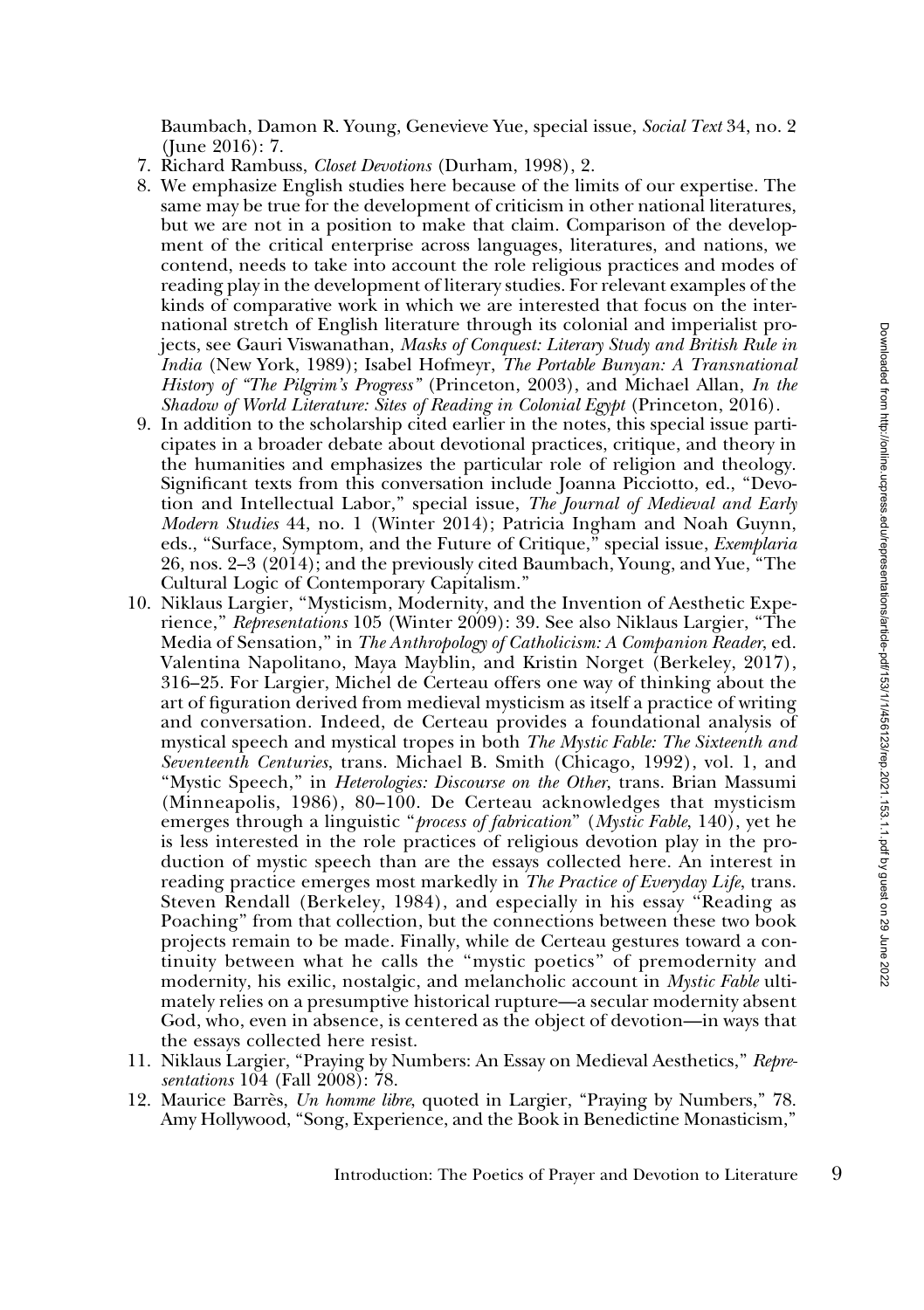Baumbach, Damon R. Young, Genevieve Yue, special issue, *Social Text* 34, no. 2 (June 2016): 7.

7. Richard Rambuss, *Closet Devotions* (Durham, 1998), 2.
8. We emphasize English studies here because of the limits of our expertise. The same may be true for the development of criticism in other national literatures, but we are not in a position to make that claim. Comparison of the development of the critical enterprise across languages, literatures, and nations, we contend, needs to take into account the role religious practices and modes of reading play in the development of literary studies. For relevant examples of the kinds of comparative work in which we are interested that focus on the international stretch of English literature through its colonial and imperialist projects, see Gauri Viswanathan, *Masks of Conquest: Literary Study and British Rule in India* (New York, 1989); Isabel Hofmeyr, *The Portable Bunyan: A Transnational History of "The Pilgrim's Progress"* (Princeton, 2003), and Michael Allan, *In the Shadow of World Literature: Sites of Reading in Colonial Egypt* (Princeton, 2016).
9. In addition to the scholarship cited earlier in the notes, this special issue participates in a broader debate about devotional practices, critique, and theory in the humanities and emphasizes the particular role of religion and theology. Significant texts from this conversation include Joanna Picciotto, ed., "Devotion and Intellectual Labor," special issue, *The Journal of Medieval and Early Modern Studies* 44, no. 1 (Winter 2014); Patricia Ingham and Noah Guynn, eds., "Surface, Symptom, and the Future of Critique," special issue, *Exemplaria* 26, nos. 2–3 (2014); and the previously cited Baumbach, Young, and Yue, "The Cultural Logic of Contemporary Capitalism."
10. Niklaus Largier, "Mysticism, Modernity, and the Invention of Aesthetic Experience," *Representations* 105 (Winter 2009): 39. See also Niklaus Largier, "The Media of Sensation," in *The Anthropology of Catholicism: A Companion Reader*, ed. Valentina Napolitano, Maya Mayblin, and Kristin Norget (Berkeley, 2017), 316–25. For Largier, Michel de Certeau offers one way of thinking about the art of figuration derived from medieval mysticism as itself a practice of writing and conversation. Indeed, de Certeau provides a foundational analysis of mystical speech and mystical tropes in both *The Mystic Fable: The Sixteenth and Seventeenth Centuries*, trans. Michael B. Smith (Chicago, 1992), vol. 1, and "Mystic Speech," in *Heterologies: Discourse on the Other*, trans. Brian Massumi (Minneapolis, 1986), 80–100. De Certeau acknowledges that mysticism emerges through a linguistic "*process of fabrication*" (*Mystic Fable*, 140), yet he is less interested in the role practices of religious devotion play in the production of mystic speech than are the essays collected here. An interest in reading practice emerges most markedly in *The Practice of Everyday Life*, trans. Steven Rendall (Berkeley, 1984), and especially in his essay "Reading as Poaching" from that collection, but the connections between these two book projects remain to be made. Finally, while de Certeau gestures toward a continuity between what he calls the "mystic poetics" of premodernity and modernity, his exilic, nostalgic, and melancholic account in *Mystic Fable* ultimately relies on a presumptive historical rupture—a secular modernity absent God, who, even in absence, is centered as the object of devotion—in ways that the essays collected here resist.
11. Niklaus Largier, "Praying by Numbers: An Essay on Medieval Aesthetics," *Representations* 104 (Fall 2008): 78.
12. Maurice Barrès, *Un homme libre*, quoted in Largier, "Praying by Numbers," 78. Amy Hollywood, "Song, Experience, and the Book in Benedictine Monasticism,"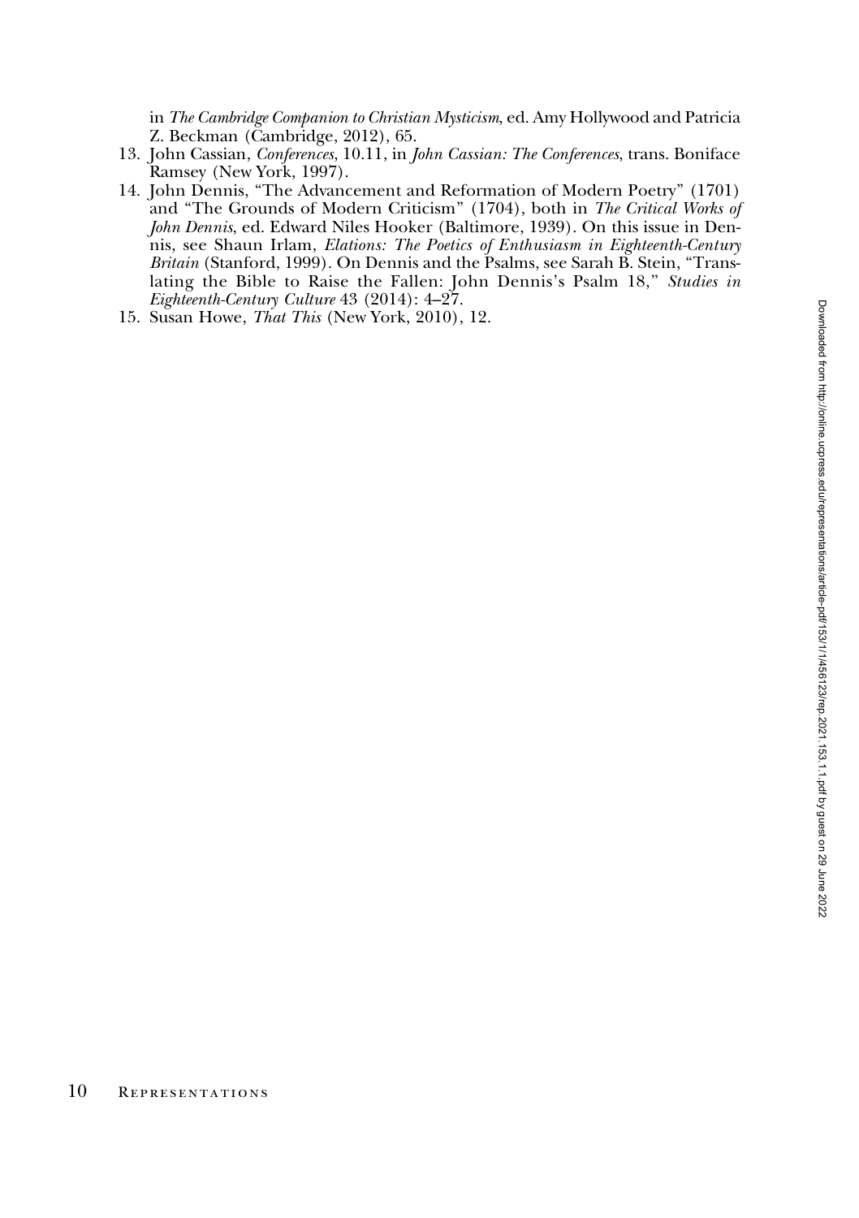in *The Cambridge Companion to Christian Mysticism*, ed. Amy Hollywood and Patricia Z. Beckman (Cambridge, 2012), 65.

13. John Cassian, *Conferences*, 10.11, in *John Cassian: The Conferences*, trans. Boniface Ramsey (New York, 1997).
14. John Dennis, "The Advancement and Reformation of Modern Poetry" (1701) and "The Grounds of Modern Criticism" (1704), both in *The Critical Works of John Dennis*, ed. Edward Niles Hooker (Baltimore, 1939). On this issue in Dennis, see Shaun Irlam, *Elations: The Poetics of Enthusiasm in Eighteenth-Century Britain* (Stanford, 1999). On Dennis and the Psalms, see Sarah B. Stein, "Translating the Bible to Raise the Fallen: John Dennis's Psalm 18," *Studies in Eighteenth-Century Culture* 43 (2014): 4–27.
15. Susan Howe, *That This* (New York, 2010), 12.